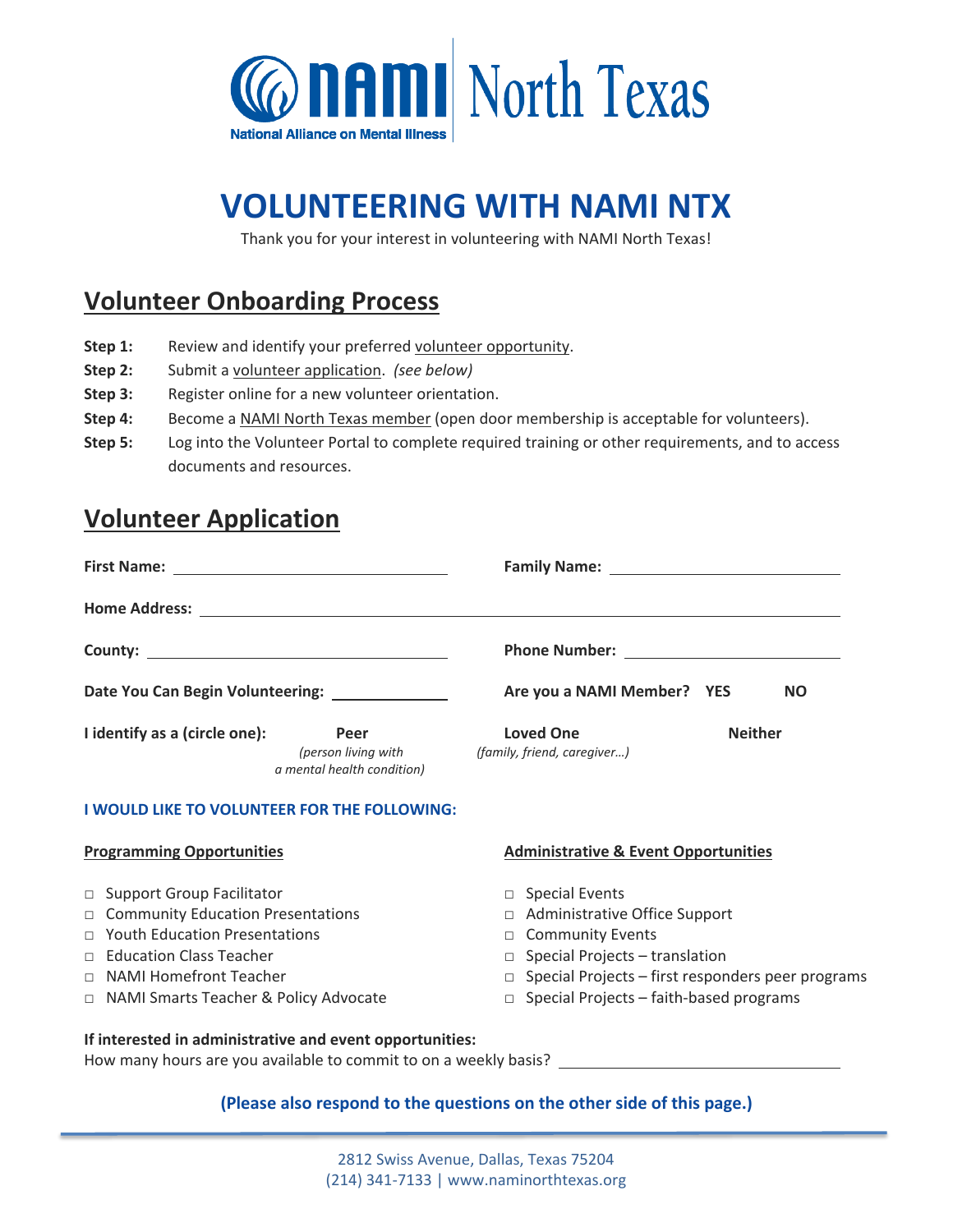NAMI North Texas
National Alliance on Mental Illness

# VOLUNTEERING WITH NAMI NTX

Thank you for your interest in volunteering with NAMI North Texas!

## Volunteer Onboarding Process

**Step 1:** Review and identify your preferred volunteer opportunity.

**Step 2:** Submit a volunteer application. *(see below)*

**Step 3:** Register online for a new volunteer orientation.

**Step 4:** Become a NAMI North Texas member (open door membership is acceptable for volunteers).

**Step 5:** Log into the Volunteer Portal to complete required training or other requirements, and to access documents and resources.

## Volunteer Application

**First Name:** ______________________ **Family Name:** ______________________

**Home Address:** ______________________________________________

**County:** ______________________ **Phone Number:** ______________________

**Date You Can Begin Volunteering:** __________ **Are you a NAMI Member?** **YES** **NO**

**I identify as a (circle one):** **Peer** *(person living with a mental health condition)* **Loved One** *(family, friend, caregiver…)* **Neither**

**I WOULD LIKE TO VOLUNTEER FOR THE FOLLOWING:**

**Programming Opportunities**

- □ Support Group Facilitator
- □ Community Education Presentations
- □ Youth Education Presentations
- □ Education Class Teacher
- □ NAMI Homefront Teacher
- □ NAMI Smarts Teacher & Policy Advocate

**Administrative & Event Opportunities**

- □ Special Events
- □ Administrative Office Support
- □ Community Events
- □ Special Projects – translation
- □ Special Projects – first responders peer programs
- □ Special Projects – faith-based programs

**If interested in administrative and event opportunities:**
How many hours are you available to commit to on a weekly basis? ______________________

**(Please also respond to the questions on the other side of this page.)**

2812 Swiss Avenue, Dallas, Texas 75204
(214) 341-7133 | www.naminorthtexas.org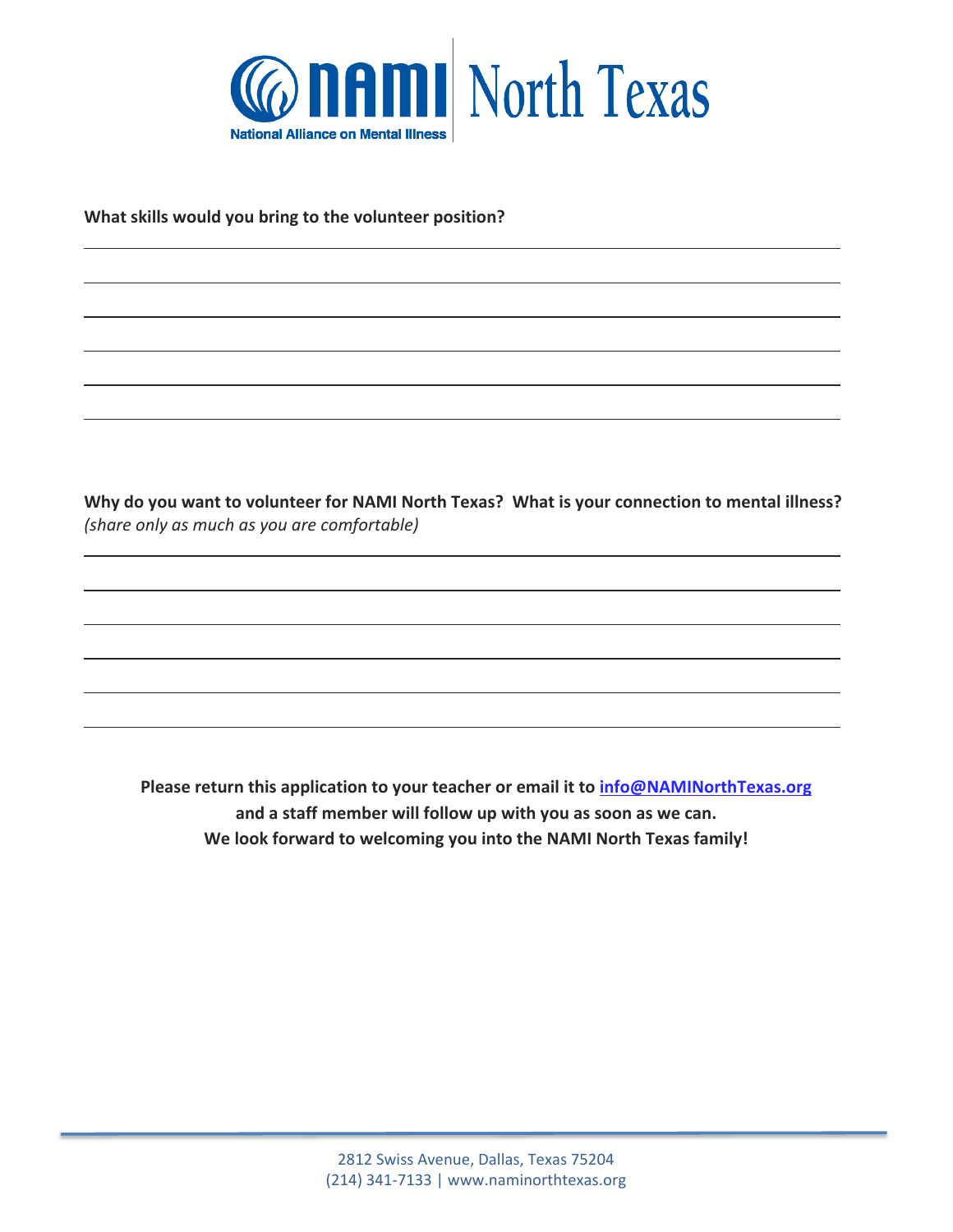**What skills would you bring to the volunteer position?**

**Why do you want to volunteer for NAMI North Texas? What is your connection to mental illness?**
*(share only as much as you are comfortable)*

**Please return this application to your teacher or email it to info@NAMINorthTexas.org and a staff member will follow up with you as soon as we can.**
**We look forward to welcoming you into the NAMI North Texas family!**